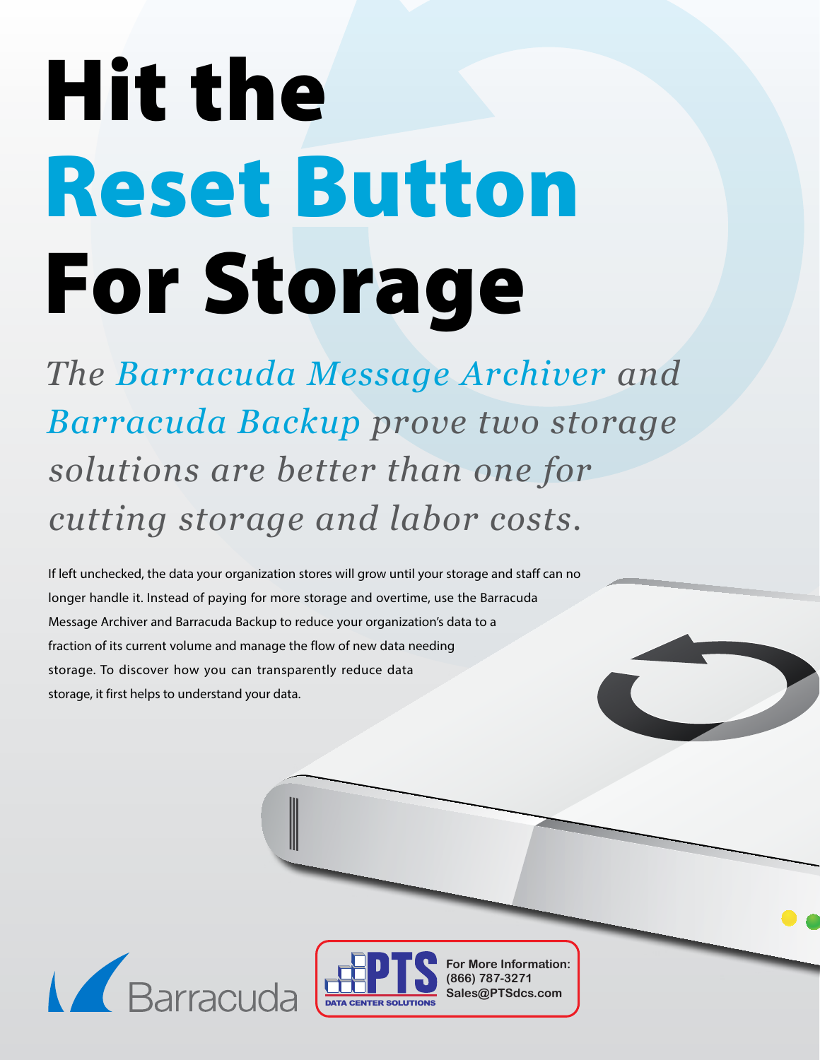# Hit the Reset Button For Storage

*The Barracuda Message Archiver and Barracuda Backup prove two storage solutions are better than one for cutting storage and labor costs.*

If left unchecked, the data your organization stores will grow until your storage and staff can no longer handle it. Instead of paying for more storage and overtime, use the Barracuda Message Archiver and Barracuda Backup to reduce your organization's data to a fraction of its current volume and manage the flow of new data needing storage. To discover how you can transparently reduce data storage, it first helps to understand your data.

Barracuda

PTS DATA CENTER SOLUTIONS

**For More Information:**
**(866) 787-3271**
**Sales@PTSdcs.com**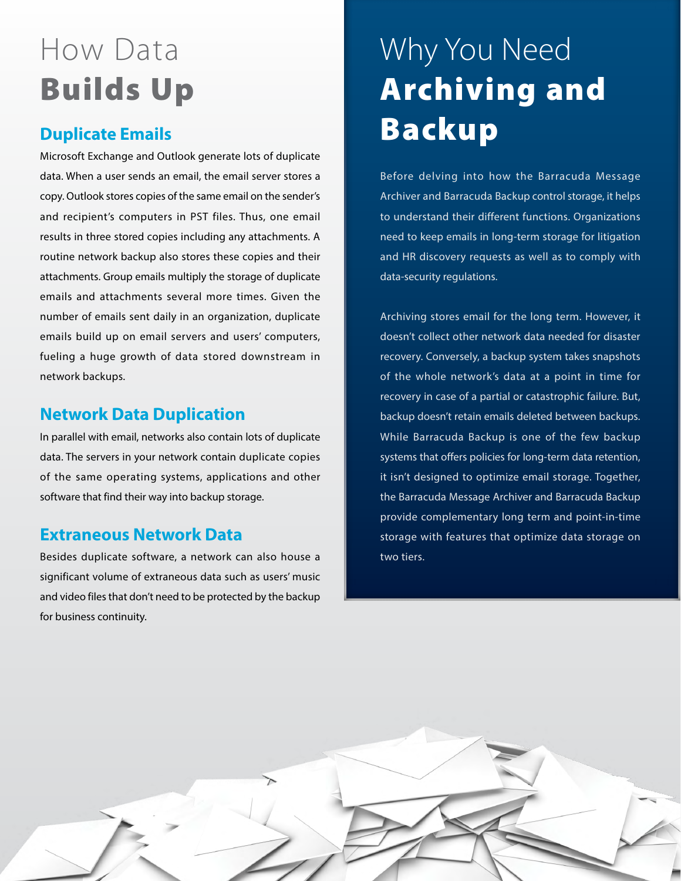# How Data **Builds Up**

## Duplicate Emails

Microsoft Exchange and Outlook generate lots of duplicate data. When a user sends an email, the email server stores a copy. Outlook stores copies of the same email on the sender's and recipient's computers in PST files. Thus, one email results in three stored copies including any attachments. A routine network backup also stores these copies and their attachments. Group emails multiply the storage of duplicate emails and attachments several more times. Given the number of emails sent daily in an organization, duplicate emails build up on email servers and users' computers, fueling a huge growth of data stored downstream in network backups.

## Network Data Duplication

In parallel with email, networks also contain lots of duplicate data. The servers in your network contain duplicate copies of the same operating systems, applications and other software that find their way into backup storage.

## Extraneous Network Data

Besides duplicate software, a network can also house a significant volume of extraneous data such as users' music and video files that don't need to be protected by the backup for business continuity.

# Why You Need **Archiving and Backup**

Before delving into how the Barracuda Message Archiver and Barracuda Backup control storage, it helps to understand their different functions. Organizations need to keep emails in long-term storage for litigation and HR discovery requests as well as to comply with data-security regulations.

Archiving stores email for the long term. However, it doesn't collect other network data needed for disaster recovery. Conversely, a backup system takes snapshots of the whole network's data at a point in time for recovery in case of a partial or catastrophic failure. But, backup doesn't retain emails deleted between backups. While Barracuda Backup is one of the few backup systems that offers policies for long-term data retention, it isn't designed to optimize email storage. Together, the Barracuda Message Archiver and Barracuda Backup provide complementary long term and point-in-time storage with features that optimize data storage on two tiers.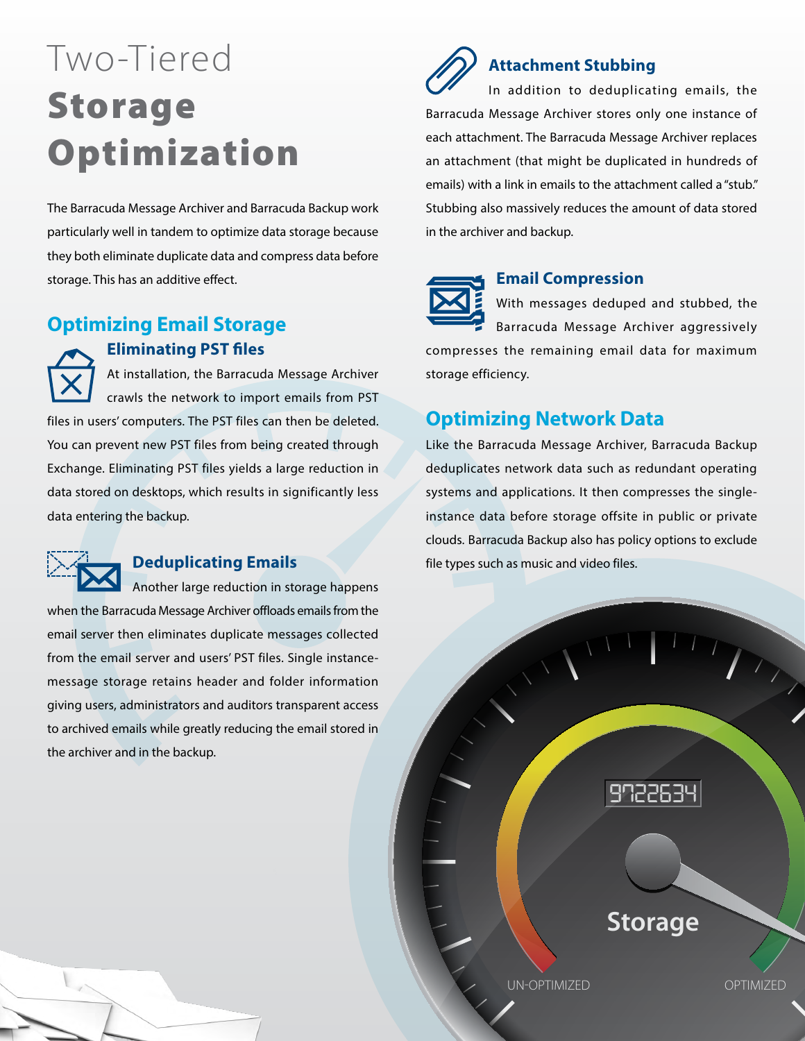# Two-Tiered **Storage Optimization**

The Barracuda Message Archiver and Barracuda Backup work particularly well in tandem to optimize data storage because they both eliminate duplicate data and compress data before storage. This has an additive effect.

## Optimizing Email Storage

### Eliminating PST files

At installation, the Barracuda Message Archiver crawls the network to import emails from PST files in users' computers. The PST files can then be deleted. You can prevent new PST files from being created through Exchange. Eliminating PST files yields a large reduction in data stored on desktops, which results in significantly less data entering the backup.

### Deduplicating Emails

Another large reduction in storage happens when the Barracuda Message Archiver offloads emails from the email server then eliminates duplicate messages collected from the email server and users' PST files. Single instance-message storage retains header and folder information giving users, administrators and auditors transparent access to archived emails while greatly reducing the email stored in the archiver and in the backup.

### Attachment Stubbing

In addition to deduplicating emails, the Barracuda Message Archiver stores only one instance of each attachment. The Barracuda Message Archiver replaces an attachment (that might be duplicated in hundreds of emails) with a link in emails to the attachment called a "stub." Stubbing also massively reduces the amount of data stored in the archiver and backup.

### Email Compression

With messages deduped and stubbed, the Barracuda Message Archiver aggressively compresses the remaining email data for maximum storage efficiency.

## Optimizing Network Data

Like the Barracuda Message Archiver, Barracuda Backup deduplicates network data such as redundant operating systems and applications. It then compresses the single-instance data before storage offsite in public or private clouds. Barracuda Backup also has policy options to exclude file types such as music and video files.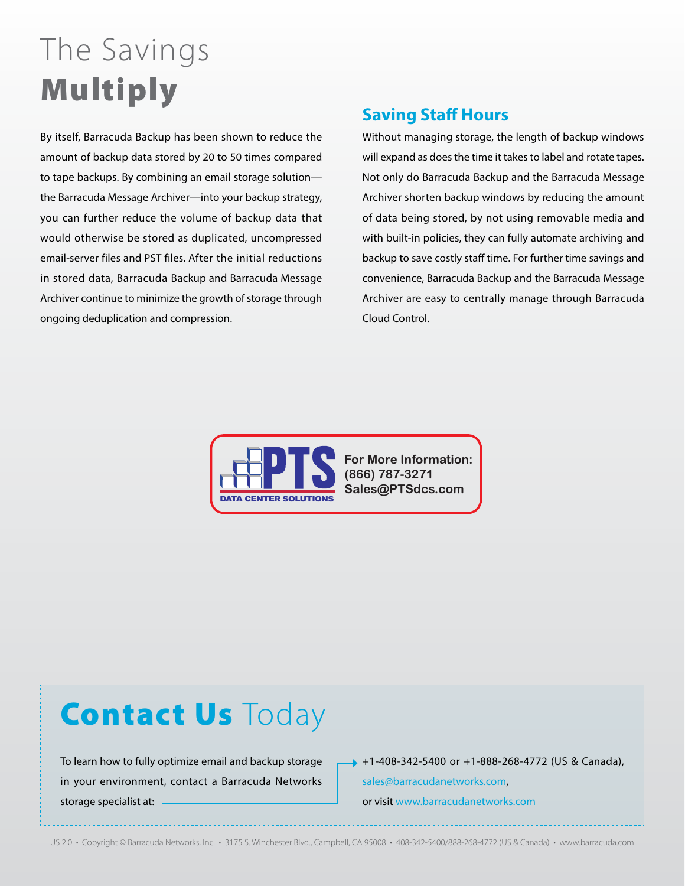# The Savings **Multiply**

By itself, Barracuda Backup has been shown to reduce the amount of backup data stored by 20 to 50 times compared to tape backups. By combining an email storage solution—the Barracuda Message Archiver—into your backup strategy, you can further reduce the volume of backup data that would otherwise be stored as duplicated, uncompressed email-server files and PST files. After the initial reductions in stored data, Barracuda Backup and Barracuda Message Archiver continue to minimize the growth of storage through ongoing deduplication and compression.

## Saving Staff Hours

Without managing storage, the length of backup windows will expand as does the time it takes to label and rotate tapes. Not only do Barracuda Backup and the Barracuda Message Archiver shorten backup windows by reducing the amount of data being stored, by not using removable media and with built-in policies, they can fully automate archiving and backup to save costly staff time. For further time savings and convenience, Barracuda Backup and the Barracuda Message Archiver are easy to centrally manage through Barracuda Cloud Control.

PTS DATA CENTER SOLUTIONS

**For More Information:**
**(866) 787-3271**
**Sales@PTSdcs.com**

## **Contact Us** Today

To learn how to fully optimize email and backup storage in your environment, contact a Barracuda Networks storage specialist at:

+1-408-342-5400 or +1-888-268-4772 (US & Canada),
sales@barracudanetworks.com,
or visit www.barracudanetworks.com

US 2.0 • Copyright © Barracuda Networks, Inc. • 3175 S. Winchester Blvd., Campbell, CA 95008 • 408-342-5400/888-268-4772 (US & Canada) • www.barracuda.com